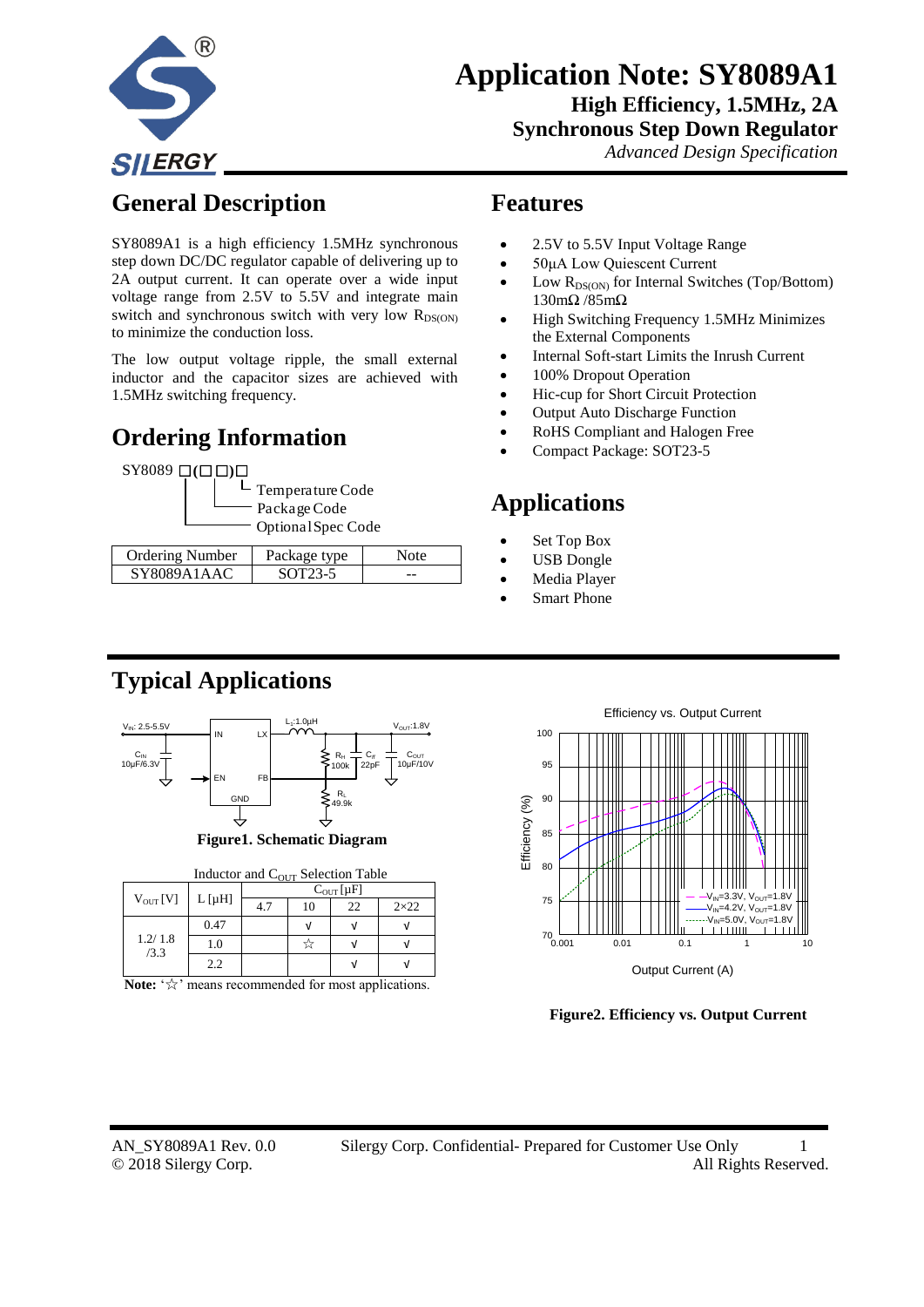# Application Note: SY8089A1

## High Efficiency, 1.5MHz, 2A Synchronous Step Down Regulator

*Advanced Design Specification*

## General Description

SY8089A1 is a high efficiency 1.5MHz synchronous step down DC/DC regulator capable of delivering up to 2A output current. It can operate over a wide input voltage range from 2.5V to 5.5V and integrate main switch and synchronous switch with very low $R_{DS(ON)}$ to minimize the conduction loss.

The low output voltage ripple, the small external inductor and the capacitor sizes are achieved with 1.5MHz switching frequency.

## Ordering Information

SY8089 □(□□)□

- Temperature Code
- Package Code
- Optional Spec Code

| Ordering Number | Package type | Note |
|---|---|---|
| SY8089A1AAC | SOT23-5 | -- |

## Features

- 2.5V to 5.5V Input Voltage Range
- 50μA Low Quiescent Current
- Low $R_{DS(ON)}$ for Internal Switches (Top/Bottom) 130mΩ /85mΩ
- High Switching Frequency 1.5MHz Minimizes the External Components
- Internal Soft-start Limits the Inrush Current
- 100% Dropout Operation
- Hic-cup for Short Circuit Protection
- Output Auto Discharge Function
- RoHS Compliant and Halogen Free
- Compact Package: SOT23-5

## Applications

- Set Top Box
- USB Dongle
- Media Player
- Smart Phone

## Typical Applications

$V_{IN}$: 2.5-5.5V
$C_{IN}$ 10μF/6.3V
IN
LX
EN
FB
GND
$L_1$:1.0μH
$V_{OUT}$:1.8V
$R_H$ 100k
$C_{ff}$ 22pF
$C_{OUT}$ 10μF/10V
$R_L$ 49.9k

**Figure1. Schematic Diagram**

Inductor and $C_{OUT}$ Selection Table

| $V_{OUT}$ [V] | L [μH] | $C_{OUT}$ [μF] | | | |
|---|---|---|---|---|---|
| | | 4.7 | 10 | 22 | 2×22 |
| 1.2/ 1.8 /3.3 | 0.47 | | √ | √ | √ |
| | 1.0 | | ☆ | √ | √ |
| | 2.2 | | | √ | √ |

**Note:** '☆' means recommended for most applications.

Efficiency vs. Output Current

Efficiency (%)

100
95
90
85
80
75
70

0.001
0.01
0.1
1
10

Output Current (A)

$V_{IN}$=3.3V, $V_{OUT}$=1.8V
$V_{IN}$=4.2V, $V_{OUT}$=1.8V
$V_{IN}$=5.0V, $V_{OUT}$=1.8V

**Figure2. Efficiency vs. Output Current**

AN_SY8089A1 Rev. 0.0
© 2018 Silergy Corp.
Silergy Corp. Confidential- Prepared for Customer Use Only
All Rights Reserved.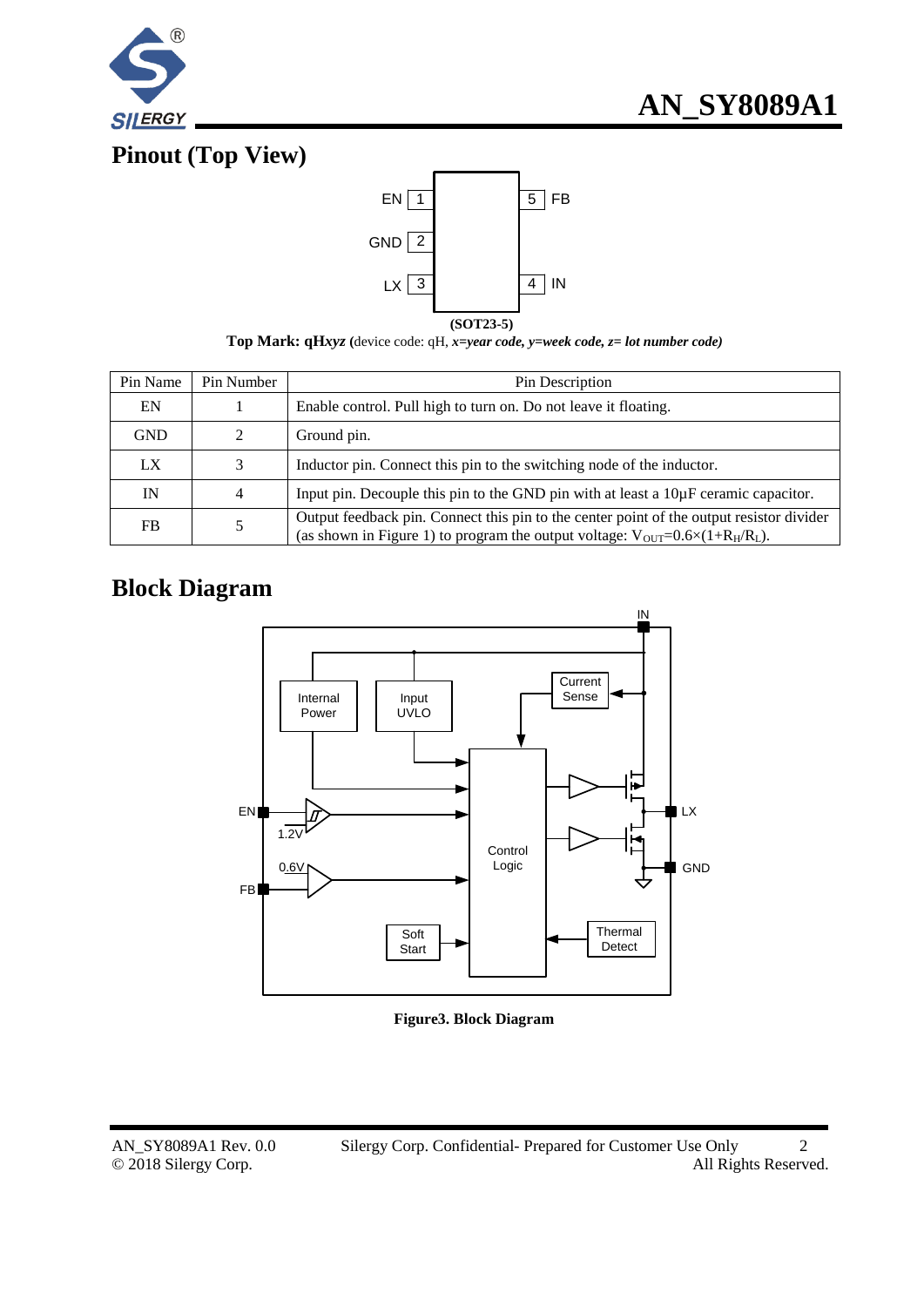## Pinout (Top View)

EN 1
GND 2
LX 3
5 FB
4 IN

**(SOT23-5)**

**Top Mark: qHxyz** (device code: qH, ***x=year code, y=week code, z= lot number code)***

| Pin Name | Pin Number | Pin Description |
|---|---|---|
| EN | 1 | Enable control. Pull high to turn on. Do not leave it floating. |
| GND | 2 | Ground pin. |
| LX | 3 | Inductor pin. Connect this pin to the switching node of the inductor. |
| IN | 4 | Input pin. Decouple this pin to the GND pin with at least a 10μF ceramic capacitor. |
| FB | 5 | Output feedback pin. Connect this pin to the center point of the output resistor divider (as shown in Figure 1) to program the output voltage: $V_{OUT}=0.6\times(1+R_H/R_L)$. |

## Block Diagram

IN
Internal Power
Input UVLO
Current Sense
EN
1.2V
0.6V
FB
Control Logic
LX
GND
Soft Start
Thermal Detect

**Figure3. Block Diagram**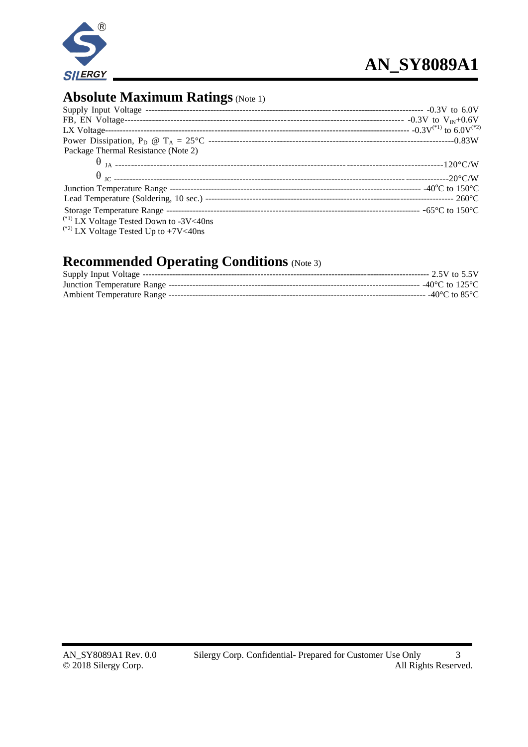## Absolute Maximum Ratings (Note 1)

Supply Input Voltage ---------------------------------------------------------------------------------------------- -0.3V to 6.0V
FB, EN Voltage------------------------------------------------------------------------------------------- -0.3V to $V_{IN}$+0.6V
LX Voltage--------------------------------------------------------------------------------------------------- -0.3V(*1) to 6.0V(*2)
Power Dissipation, $P_D$ @ $T_A$ = 25°C -------------------------------------------------------------------------------0.83W
Package Thermal Resistance (Note 2)

$\theta_{JA}$ -------------------------------------------------------------------------------------------------------------120°C/W

$\theta_{JC}$ ---------------------------------------------------------------------------------------------------------------20°C/W

Junction Temperature Range ------------------------------------------------------------------------------------- -40°C to 150°C
Lead Temperature (Soldering, 10 sec.) --------------------------------------------------------------------------------- 260°C
Storage Temperature Range -------------------------------------------------------------------------------------- -65°C to 150°C

(*1) LX Voltage Tested Down to -3V<40ns
(*2) LX Voltage Tested Up to +7V<40ns

## Recommended Operating Conditions (Note 3)

Supply Input Voltage ---------------------------------------------------------------------------------------------- 2.5V to 5.5V
Junction Temperature Range ------------------------------------------------------------------------------------ -40°C to 125°C
Ambient Temperature Range -------------------------------------------------------------------------------------- -40°C to 85°C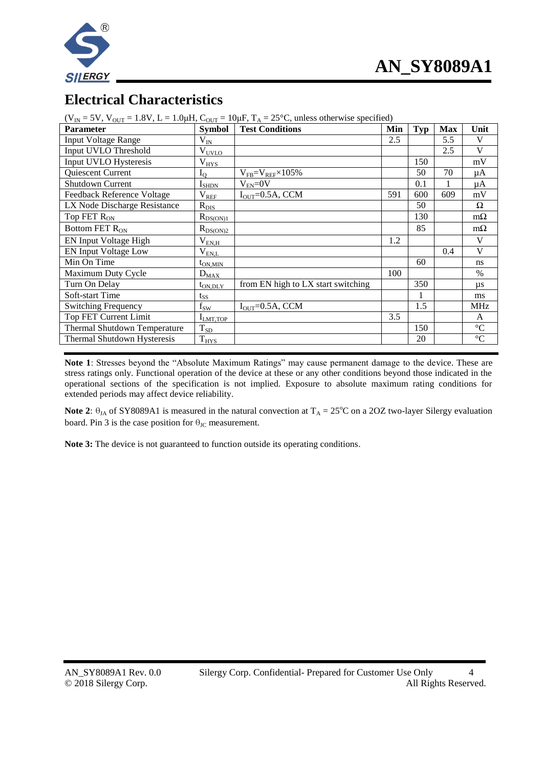## Electrical Characteristics

($V_{IN}$ = 5V, $V_{OUT}$ = 1.8V, L = 1.0μH, $C_{OUT}$ = 10μF, $T_A$ = 25°C, unless otherwise specified)

| Parameter | Symbol | Test Conditions | Min | Typ | Max | Unit |
|---|---|---|---|---|---|---|
| Input Voltage Range | $V_{IN}$ | | 2.5 | | 5.5 | V |
| Input UVLO Threshold | $V_{UVLO}$ | | | | 2.5 | V |
| Input UVLO Hysteresis | $V_{HYS}$ | | | 150 | | mV |
| Quiescent Current | $I_Q$ | $V_{FB}=V_{REF}\times105\%$ | | 50 | 70 | μA |
| Shutdown Current | $I_{SHDN}$ | $V_{EN}$=0V | | 0.1 | 1 | μA |
| Feedback Reference Voltage | $V_{REF}$ | $I_{OUT}$=0.5A, CCM | 591 | 600 | 609 | mV |
| LX Node Discharge Resistance | $R_{DIS}$ | | | 50 | | Ω |
| Top FET $R_{ON}$ | $R_{DS(ON)1}$ | | | 130 | | mΩ |
| Bottom FET $R_{ON}$ | $R_{DS(ON)2}$ | | | 85 | | mΩ |
| EN Input Voltage High | $V_{EN,H}$ | | 1.2 | | | V |
| EN Input Voltage Low | $V_{EN,L}$ | | | | 0.4 | V |
| Min On Time | $t_{ON,MIN}$ | | | 60 | | ns |
| Maximum Duty Cycle | $D_{MAX}$ | | 100 | | | % |
| Turn On Delay | $t_{ON,DLY}$ | from EN high to LX start switching | | 350 | | μs |
| Soft-start Time | $t_{SS}$ | | | 1 | | ms |
| Switching Frequency | $f_{SW}$ | $I_{OUT}$=0.5A, CCM | | 1.5 | | MHz |
| Top FET Current Limit | $I_{LMT,TOP}$ | | 3.5 | | | A |
| Thermal Shutdown Temperature | $T_{SD}$ | | | 150 | | °C |
| Thermal Shutdown Hysteresis | $T_{HYS}$ | | | 20 | | °C |

**Note 1**: Stresses beyond the "Absolute Maximum Ratings" may cause permanent damage to the device. These are stress ratings only. Functional operation of the device at these or any other conditions beyond those indicated in the operational sections of the specification is not implied. Exposure to absolute maximum rating conditions for extended periods may affect device reliability.

**Note 2**: $\theta_{JA}$ of SY8089A1 is measured in the natural convection at $T_A$ = 25°C on a 2OZ two-layer Silergy evaluation board. Pin 3 is the case position for $\theta_{JC}$ measurement.

**Note 3:** The device is not guaranteed to function outside its operating conditions.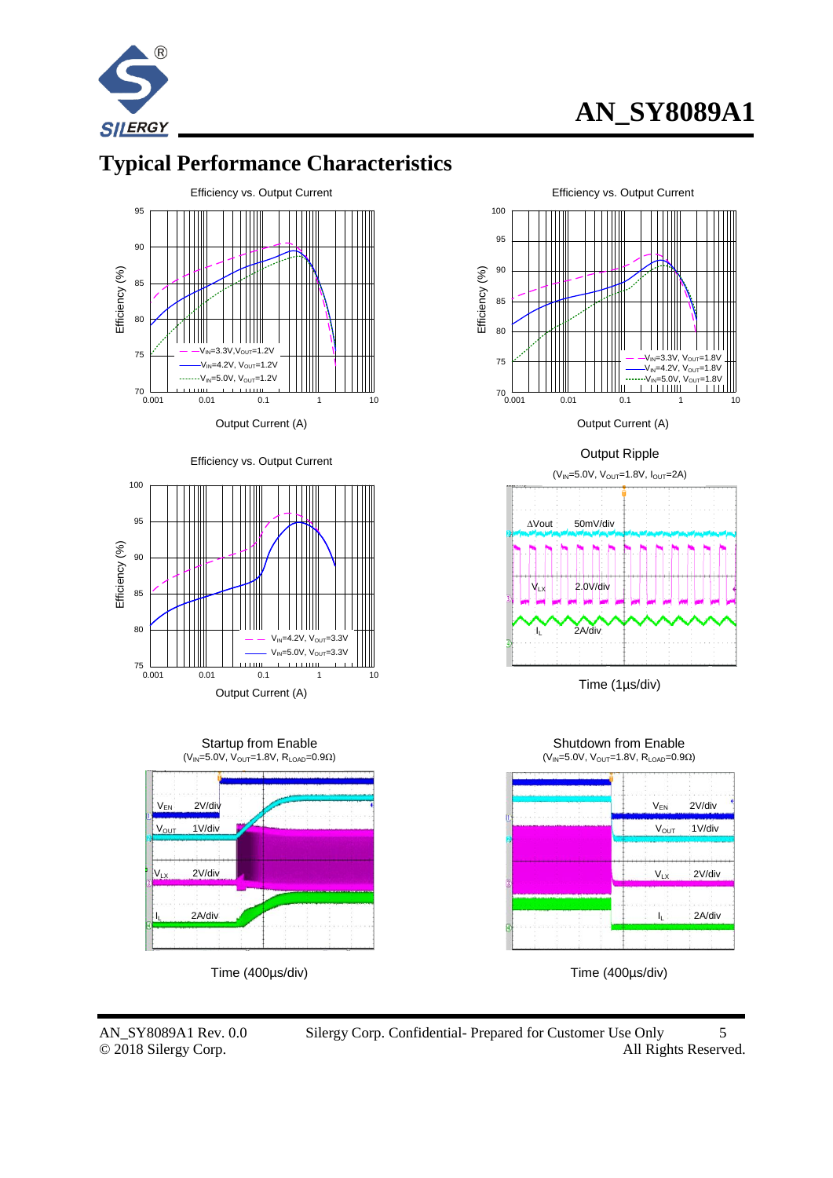## Typical Performance Characteristics

Efficiency vs. Output Current

Efficiency (%)

95
90
85
80
75
70

0.001 0.01 0.1 1 10

$V_{IN}$=3.3V,$V_{OUT}$=1.2V
$V_{IN}$=4.2V, $V_{OUT}$=1.2V
$V_{IN}$=5.0V, $V_{OUT}$=1.2V

Output Current (A)

Efficiency vs. Output Current

Efficiency (%)

100
95
90
85
80
75
70

0.001 0.01 0.1 1 10

$V_{IN}$=3.3V, $V_{OUT}$=1.8V
$V_{IN}$=4.2V, $V_{OUT}$=1.8V
$V_{IN}$=5.0V, $V_{OUT}$=1.8V

Output Current (A)

Efficiency vs. Output Current

Efficiency (%)

100
95
90
85
80
75

0.001 0.01 0.1 1 10

$V_{IN}$=4.2V, $V_{OUT}$=3.3V
$V_{IN}$=5.0V, $V_{OUT}$=3.3V

Output Current (A)

Output Ripple

($V_{IN}$=5.0V, $V_{OUT}$=1.8V, $I_{OUT}$=2A)

ΔVout 50mV/div

$V_{LX}$ 2.0V/div

$I_L$ 2A/div

Time (1μs/div)

Startup from Enable

($V_{IN}$=5.0V, $V_{OUT}$=1.8V, $R_{LOAD}$=0.9Ω)

$V_{EN}$ 2V/div

$V_{OUT}$ 1V/div

$V_{LX}$ 2V/div

$I_L$ 2A/div

Time (400μs/div)

Shutdown from Enable

($V_{IN}$=5.0V, $V_{OUT}$=1.8V, $R_{LOAD}$=0.9Ω)

$V_{EN}$ 2V/div

$V_{OUT}$ 1V/div

$V_{LX}$ 2V/div

$I_L$ 2A/div

Time (400μs/div)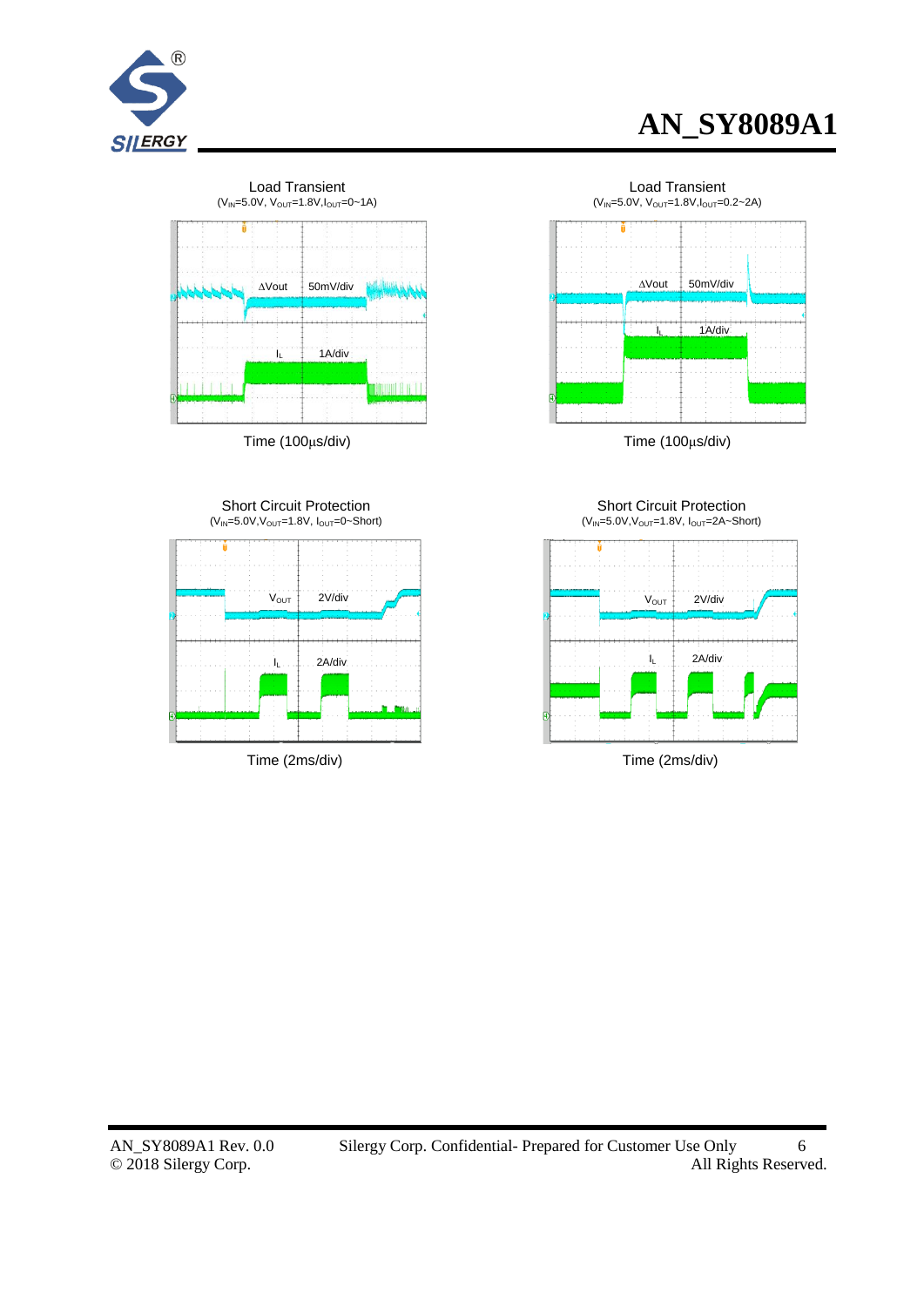Load Transient
($V_{IN}$=5.0V, $V_{OUT}$=1.8V,$I_{OUT}$=0~1A)

ΔVout 50mV/div

$I_L$ 1A/div

Time (100μs/div)

Load Transient
($V_{IN}$=5.0V, $V_{OUT}$=1.8V,$I_{OUT}$=0.2~2A)

ΔVout 50mV/div

$I_L$ 1A/div

Time (100μs/div)

Short Circuit Protection
($V_{IN}$=5.0V,$V_{OUT}$=1.8V, $I_{OUT}$=0~Short)

$V_{OUT}$ 2V/div

$I_L$ 2A/div

Time (2ms/div)

Short Circuit Protection
($V_{IN}$=5.0V,$V_{OUT}$=1.8V, $I_{OUT}$=2A~Short)

$V_{OUT}$ 2V/div

$I_L$ 2A/div

Time (2ms/div)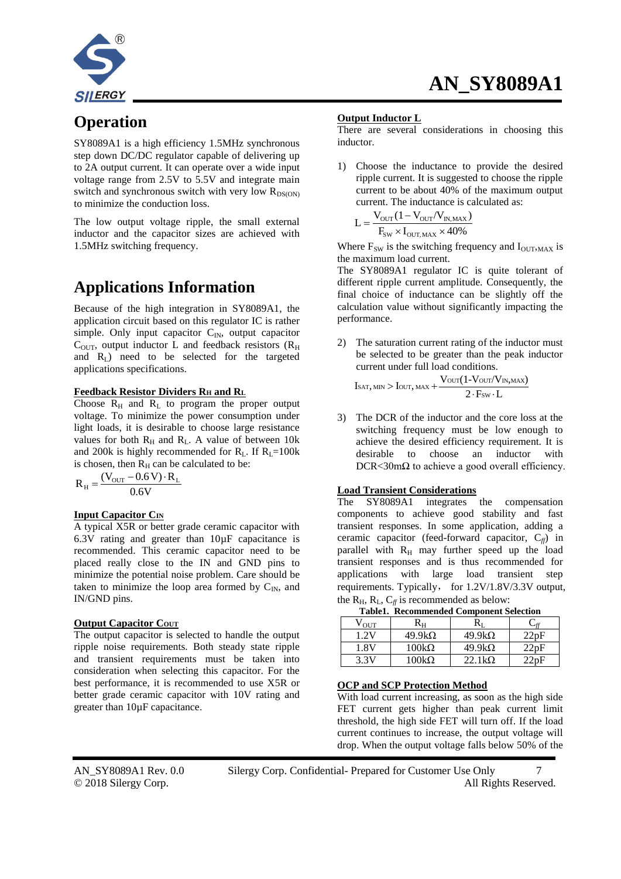# Operation

SY8089A1 is a high efficiency 1.5MHz synchronous step down DC/DC regulator capable of delivering up to 2A output current. It can operate over a wide input voltage range from 2.5V to 5.5V and integrate main switch and synchronous switch with very low $R_{DS(ON)}$ to minimize the conduction loss.

The low output voltage ripple, the small external inductor and the capacitor sizes are achieved with 1.5MHz switching frequency.

# Applications Information

Because of the high integration in SY8089A1, the application circuit based on this regulator IC is rather simple. Only input capacitor $C_{IN}$, output capacitor $C_{OUT}$, output inductor L and feedback resistors ($R_H$ and $R_L$) need to be selected for the targeted applications specifications.

**Feedback Resistor Dividers $R_H$ and $R_L$**

Choose $R_H$ and $R_L$ to program the proper output voltage. To minimize the power consumption under light loads, it is desirable to choose large resistance values for both $R_H$ and $R_L$. A value of between 10k and 200k is highly recommended for $R_L$. If $R_L$=100k is chosen, then $R_H$ can be calculated to be:

$$R_H = \frac{(V_{OUT} - 0.6V) \cdot R_L}{0.6V}$$

**Input Capacitor $C_{IN}$**

A typical X5R or better grade ceramic capacitor with 6.3V rating and greater than 10μF capacitance is recommended. This ceramic capacitor need to be placed really close to the IN and GND pins to minimize the potential noise problem. Care should be taken to minimize the loop area formed by $C_{IN}$, and IN/GND pins.

**Output Capacitor $C_{OUT}$**

The output capacitor is selected to handle the output ripple noise requirements. Both steady state ripple and transient requirements must be taken into consideration when selecting this capacitor. For the best performance, it is recommended to use X5R or better grade ceramic capacitor with 10V rating and greater than 10μF capacitance.

**Output Inductor L**

There are several considerations in choosing this inductor.

1) Choose the inductance to provide the desired ripple current. It is suggested to choose the ripple current to be about 40% of the maximum output current. The inductance is calculated as:

$$L = \frac{V_{OUT}(1 - V_{OUT}/V_{IN,MAX})}{F_{SW} \times I_{OUT,MAX} \times 40\%}$$

Where $F_{SW}$ is the switching frequency and $I_{OUT,MAX}$ is the maximum load current.

The SY8089A1 regulator IC is quite tolerant of different ripple current amplitude. Consequently, the final choice of inductance can be slightly off the calculation value without significantly impacting the performance.

2) The saturation current rating of the inductor must be selected to be greater than the peak inductor current under full load conditions.

$$I_{SAT,MIN} > I_{OUT,MAX} + \frac{V_{OUT}(1 - V_{OUT}/V_{IN,MAX})}{2 \cdot F_{SW} \cdot L}$$

3) The DCR of the inductor and the core loss at the switching frequency must be low enough to achieve the desired efficiency requirement. It is desirable to choose an inductor with DCR<30mΩ to achieve a good overall efficiency.

**Load Transient Considerations**

The SY8089A1 integrates the compensation components to achieve good stability and fast transient responses. In some application, adding a ceramic capacitor (feed-forward capacitor, $C_{ff}$) in parallel with $R_H$ may further speed up the load transient responses and is thus recommended for applications with large load transient step requirements. Typically, for 1.2V/1.8V/3.3V output, the $R_H$, $R_L$, $C_{ff}$ is recommended as below:

**Table1. Recommended Component Selection**

| $V_{OUT}$ | $R_H$ | $R_L$ | $C_{ff}$ |
|---|---|---|---|
| 1.2V | 49.9kΩ | 49.9kΩ | 22pF |
| 1.8V | 100kΩ | 49.9kΩ | 22pF |
| 3.3V | 100kΩ | 22.1kΩ | 22pF |

**OCP and SCP Protection Method**

With load current increasing, as soon as the high side FET current gets higher than peak current limit threshold, the high side FET will turn off. If the load current continues to increase, the output voltage will drop. When the output voltage falls below 50% of the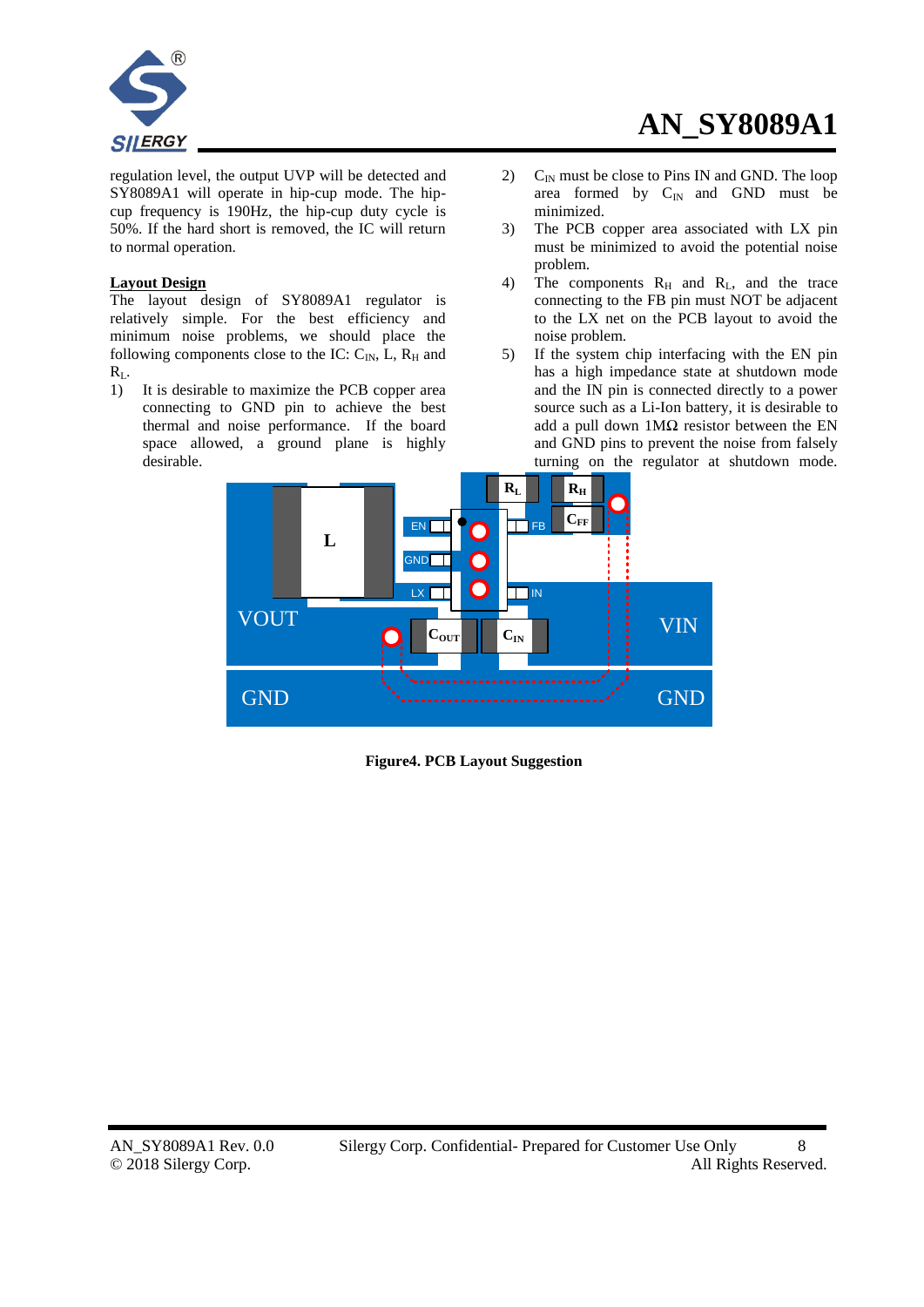regulation level, the output UVP will be detected and SY8089A1 will operate in hip-cup mode. The hip-cup frequency is 190Hz, the hip-cup duty cycle is 50%. If the hard short is removed, the IC will return to normal operation.

## Layout Design

The layout design of SY8089A1 regulator is relatively simple. For the best efficiency and minimum noise problems, we should place the following components close to the IC: $C_{IN}$, L, $R_H$ and $R_L$.

1) It is desirable to maximize the PCB copper area connecting to GND pin to achieve the best thermal and noise performance. If the board space allowed, a ground plane is highly desirable.
2) $C_{IN}$ must be close to Pins IN and GND. The loop area formed by $C_{IN}$ and GND must be minimized.
3) The PCB copper area associated with LX pin must be minimized to avoid the potential noise problem.
4) The components $R_H$ and $R_L$, and the trace connecting to the FB pin must NOT be adjacent to the LX net on the PCB layout to avoid the noise problem.
5) If the system chip interfacing with the EN pin has a high impedance state at shutdown mode and the IN pin is connected directly to a power source such as a Li-Ion battery, it is desirable to add a pull down 1MΩ resistor between the EN and GND pins to prevent the noise from falsely turning on the regulator at shutdown mode.

**Figure4. PCB Layout Suggestion**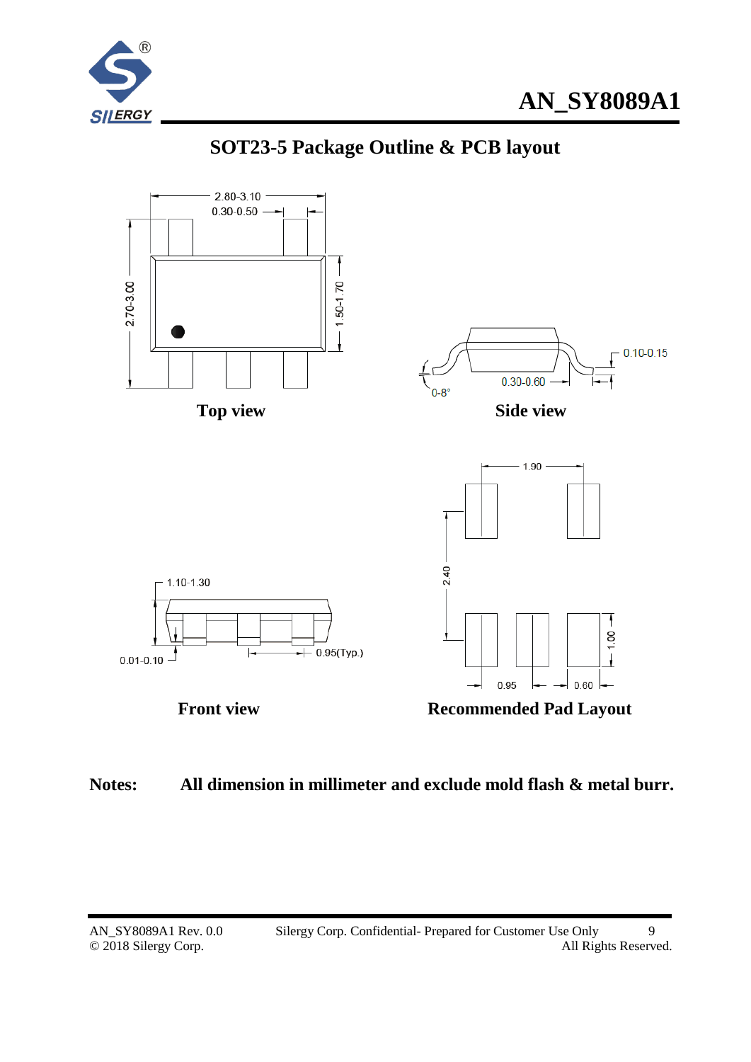## SOT23-5 Package Outline & PCB layout

2.80-3.10

0.30-0.50

2.70-3.00

1.50-1.70

Top view

0.10-0.15

0.30-0.60

0-8°

Side view

1.10-1.30

0.01-0.10

0.95(Typ.)

Front view

1.90

2.40

1.00

0.95

0.60

Recommended Pad Layout

**Notes: All dimension in millimeter and exclude mold flash & metal burr.**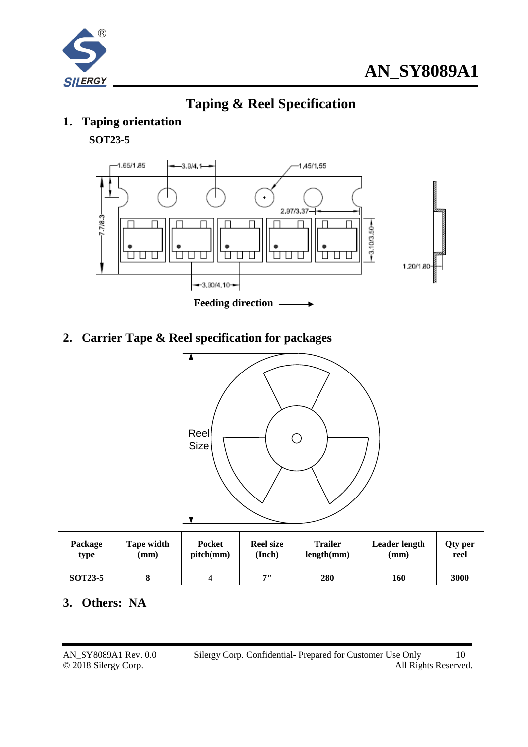# Taping & Reel Specification

## 1. Taping orientation

**SOT23-5**

1.65/1.85

3.9/4.1

1.45/1.55

2.97/3.37

7.7/8.3

3.10/3.50

3.90/4.10

1.20/1.80

**Feeding direction** ⟶

## 2. Carrier Tape & Reel specification for packages

Reel Size

| Package type | Tape width (mm) | Pocket pitch(mm) | Reel size (Inch) | Trailer length(mm) | Leader length (mm) | Qty per reel |
|---|---|---|---|---|---|---|
| SOT23-5 | 8 | 4 | 7" | 280 | 160 | 3000 |

## 3. Others: NA

AN_SY8089A1 Rev. 0.0
© 2018 Silergy Corp.

Silergy Corp. Confidential- Prepared for Customer Use Only

All Rights Reserved.